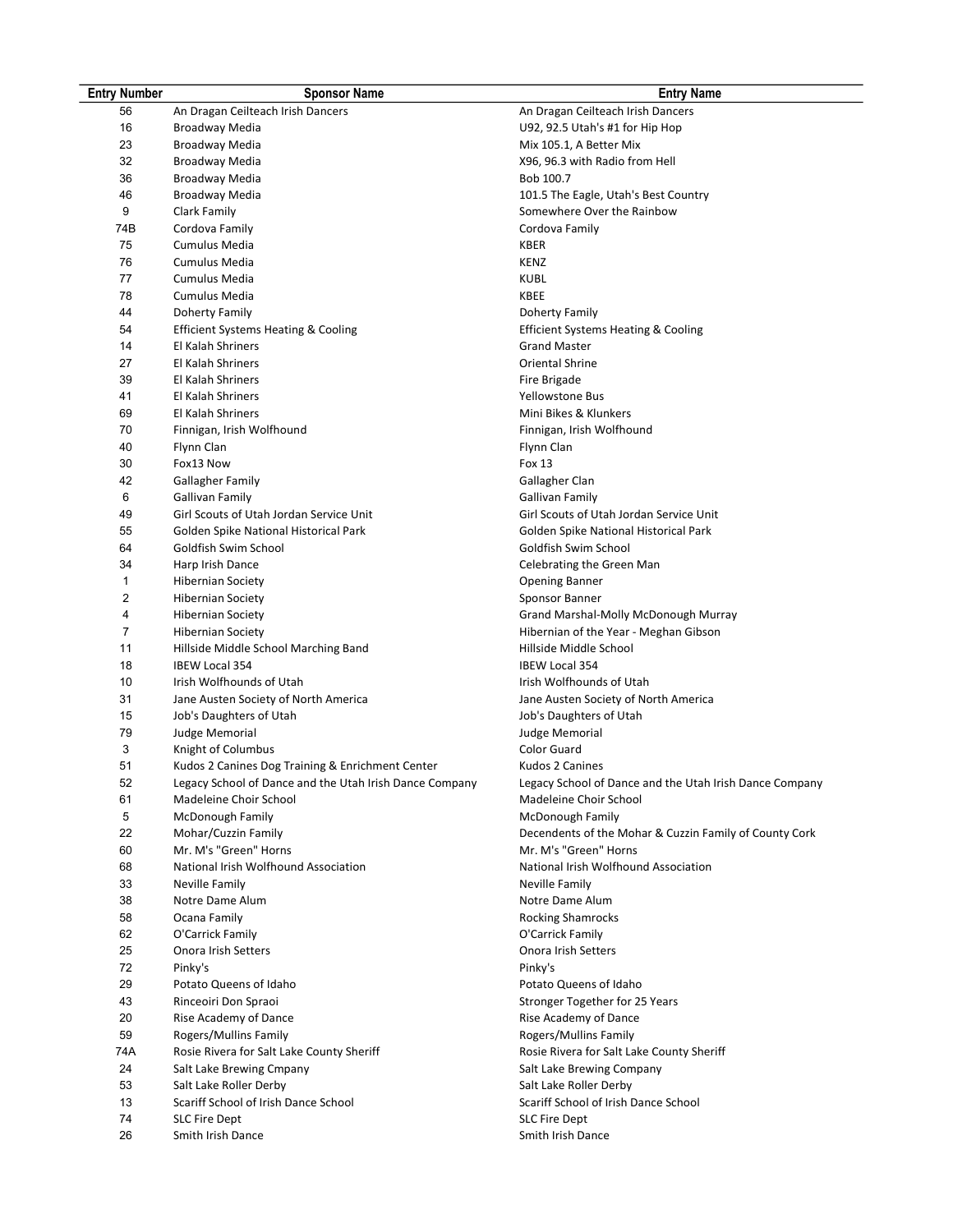| Entry Number | Sponsor Name | Entry Name |
|---|---|---|
| 56 | An Dragan Ceilteach Irish Dancers | An Dragan Ceilteach Irish Dancers |
| 16 | Broadway Media | U92, 92.5 Utah's #1 for Hip Hop |
| 23 | Broadway Media | Mix 105.1, A Better Mix |
| 32 | Broadway Media | X96, 96.3 with Radio from Hell |
| 36 | Broadway Media | Bob 100.7 |
| 46 | Broadway Media | 101.5 The Eagle, Utah's Best Country |
| 9 | Clark Family | Somewhere Over the Rainbow |
| 74B | Cordova Family | Cordova Family |
| 75 | Cumulus Media | KBER |
| 76 | Cumulus Media | KENZ |
| 77 | Cumulus Media | KUBL |
| 78 | Cumulus Media | KBEE |
| 44 | Doherty Family | Doherty Family |
| 54 | Efficient Systems Heating & Cooling | Efficient Systems Heating & Cooling |
| 14 | El Kalah Shriners | Grand Master |
| 27 | El Kalah Shriners | Oriental Shrine |
| 39 | El Kalah Shriners | Fire Brigade |
| 41 | El Kalah Shriners | Yellowstone Bus |
| 69 | El Kalah Shriners | Mini Bikes & Klunkers |
| 70 | Finnigan, Irish Wolfhound | Finnigan, Irish Wolfhound |
| 40 | Flynn Clan | Flynn Clan |
| 30 | Fox13 Now | Fox 13 |
| 42 | Gallagher Family | Gallagher Clan |
| 6 | Gallivan Family | Gallivan Family |
| 49 | Girl Scouts of Utah Jordan Service Unit | Girl Scouts of Utah Jordan Service Unit |
| 55 | Golden Spike National Historical Park | Golden Spike National Historical Park |
| 64 | Goldfish Swim School | Goldfish Swim School |
| 34 | Harp Irish Dance | Celebrating the Green Man |
| 1 | Hibernian Society | Opening Banner |
| 2 | Hibernian Society | Sponsor Banner |
| 4 | Hibernian Society | Grand Marshal-Molly McDonough Murray |
| 7 | Hibernian Society | Hibernian of the Year - Meghan Gibson |
| 11 | Hillside Middle School Marching Band | Hillside Middle School |
| 18 | IBEW Local 354 | IBEW Local 354 |
| 10 | Irish Wolfhounds of Utah | Irish Wolfhounds of Utah |
| 31 | Jane Austen Society of North America | Jane Austen Society of North America |
| 15 | Job's Daughters of Utah | Job's Daughters of Utah |
| 79 | Judge Memorial | Judge Memorial |
| 3 | Knight of Columbus | Color Guard |
| 51 | Kudos 2 Canines Dog Training & Enrichment Center | Kudos 2 Canines |
| 52 | Legacy School of Dance and the Utah Irish Dance Company | Legacy School of Dance and the Utah Irish Dance Company |
| 61 | Madeleine Choir School | Madeleine Choir School |
| 5 | McDonough Family | McDonough Family |
| 22 | Mohar/Cuzzin Family | Decendents of the Mohar & Cuzzin Family of County Cork |
| 60 | Mr. M's "Green" Horns | Mr. M's "Green" Horns |
| 68 | National Irish Wolfhound Association | National Irish Wolfhound Association |
| 33 | Neville Family | Neville Family |
| 38 | Notre Dame Alum | Notre Dame Alum |
| 58 | Ocana Family | Rocking Shamrocks |
| 62 | O'Carrick Family | O'Carrick Family |
| 25 | Onora Irish Setters | Onora Irish Setters |
| 72 | Pinky's | Pinky's |
| 29 | Potato Queens of Idaho | Potato Queens of Idaho |
| 43 | Rinceoiri Don Spraoi | Stronger Together for 25 Years |
| 20 | Rise Academy of Dance | Rise Academy of Dance |
| 59 | Rogers/Mullins Family | Rogers/Mullins Family |
| 74A | Rosie Rivera for Salt Lake County Sheriff | Rosie Rivera for Salt Lake County Sheriff |
| 24 | Salt Lake Brewing Cmpany | Salt Lake Brewing Company |
| 53 | Salt Lake Roller Derby | Salt Lake Roller Derby |
| 13 | Scariff School of Irish Dance School | Scariff School of Irish Dance School |
| 74 | SLC Fire Dept | SLC Fire Dept |
| 26 | Smith Irish Dance | Smith Irish Dance |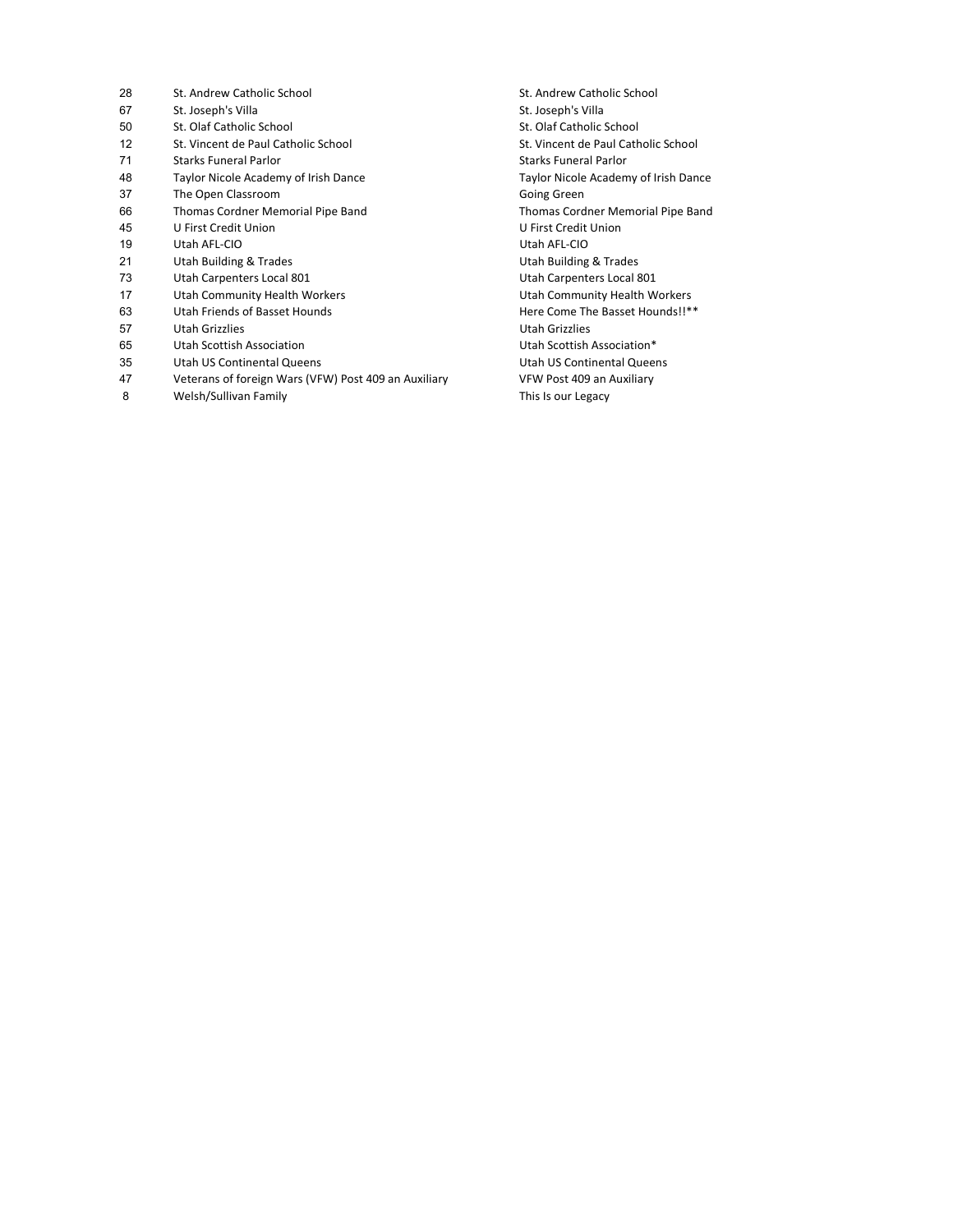| | | |
|---|---|---|
| 28 | St. Andrew Catholic School | St. Andrew Catholic School |
| 67 | St. Joseph's Villa | St. Joseph's Villa |
| 50 | St. Olaf Catholic School | St. Olaf Catholic School |
| 12 | St. Vincent de Paul Catholic School | St. Vincent de Paul Catholic School |
| 71 | Starks Funeral Parlor | Starks Funeral Parlor |
| 48 | Taylor Nicole Academy of Irish Dance | Taylor Nicole Academy of Irish Dance |
| 37 | The Open Classroom | Going Green |
| 66 | Thomas Cordner Memorial Pipe Band | Thomas Cordner Memorial Pipe Band |
| 45 | U First Credit Union | U First Credit Union |
| 19 | Utah AFL-CIO | Utah AFL-CIO |
| 21 | Utah Building & Trades | Utah Building & Trades |
| 73 | Utah Carpenters Local 801 | Utah Carpenters Local 801 |
| 17 | Utah Community Health Workers | Utah Community Health Workers |
| 63 | Utah Friends of Basset Hounds | Here Come The Basset Hounds!!** |
| 57 | Utah Grizzlies | Utah Grizzlies |
| 65 | Utah Scottish Association | Utah Scottish Association* |
| 35 | Utah US Continental Queens | Utah US Continental Queens |
| 47 | Veterans of foreign Wars (VFW) Post 409 an Auxiliary | VFW Post 409 an Auxiliary |
| 8 | Welsh/Sullivan Family | This Is our Legacy |